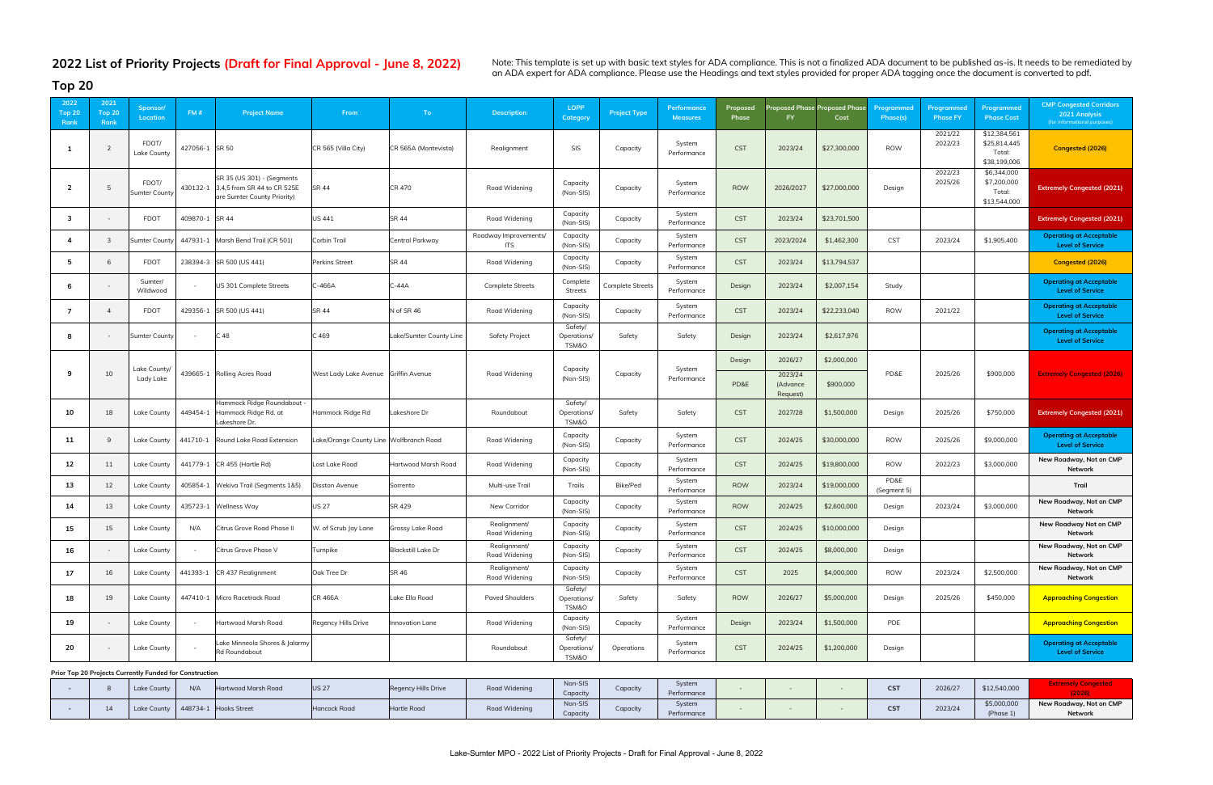## 2022 List of Priority Projects (Draft for Final Approval - June 8, 2022)

Note: This template is set up with basic text styles for ADA compliance. This is not a finalized ADA document to be published as-is. It needs to be remediated by an ADA expert for ADA compliance. Please use the Headings and text styles provided for proper ADA tagging once the document is converted to pdf.

## Top 20

| 2022 Top 20 Rank | 2021 Top 20 Rank | Sponsor/ Location | FM # | Project Name | From | To | Description | LOPP Category | Project Type | Performance Measures | Proposed Phase | Proposed Phase FY | Proposed Phase Cost | Programmed Phase(s) | Programmed Phase FY | Programmed Phase Cost | CMP Congested Corridors 2021 Analysis (for informational purposes) |
|---|---|---|---|---|---|---|---|---|---|---|---|---|---|---|---|---|---|
| 1 | 2 | FDOT/ Lake County | 427056-1 | SR 50 | CR 565 (Villa City) | CR 565A (Montevista) | Realignment | SIS | Capacity | System Performance | CST | 2023/24 | $27,300,000 | ROW | 2021/22 2022/23 | $12,384,561 $25,814,445 Total: $38,199,006 | Congested (2026) |
| 2 | 5 | FDOT/ Sumter County | 430132-1 | SR 35 (US 301) - (Segments 3,4,5 from SR 44 to CR 525E are Sumter County Priority) | SR 44 | CR 470 | Road Widening | Capacity (Non-SIS) | Capacity | System Performance | ROW | 2026/2027 | $27,000,000 | Design | 2022/23 2025/26 | $6,344,000 $7,200,000 Total: $13,544,000 | Extremely Congested (2021) |
| 3 | - | FDOT | 409870-1 | SR 44 | US 441 | SR 44 | Road Widening | Capacity (Non-SIS) | Capacity | System Performance | CST | 2023/24 | $23,701,500 | | | | Extremely Congested (2021) |
| 4 | 3 | Sumter County | 447931-1 | Marsh Bend Trail (CR 501) | Corbin Trail | Central Parkway | Roadway Improvements/ ITS | Capacity (Non-SIS) | Capacity | System Performance | CST | 2023/2024 | $1,462,300 | CST | 2023/24 | $1,905,400 | Operating at Acceptable Level of Service |
| 5 | 6 | FDOT | 238394-3 | SR 500 (US 441) | Perkins Street | SR 44 | Road Widening | Capacity (Non-SIS) | Capacity | System Performance | CST | 2023/24 | $13,794,537 | | | | Congested (2026) |
| 6 | - | Sumter/ Wildwood | - | US 301 Complete Streets | C-466A | C-44A | Complete Streets | Complete Streets | Complete Streets | System Performance | Design | 2023/24 | $2,007,154 | Study | | | Operating at Acceptable Level of Service |
| 7 | 4 | FDOT | 429356-1 | SR 500 (US 441) | SR 44 | N of SR 46 | Road Widening | Capacity (Non-SIS) | Capacity | System Performance | CST | 2023/24 | $22,233,040 | ROW | 2021/22 | | Operating at Acceptable Level of Service |
| 8 | - | Sumter County | - | C 48 | C 469 | Lake/Sumter County Line | Safety Project | Safety/ Operations/ TSM&O | Safety | Safety | Design | 2023/24 | $2,617,976 | | | | Operating at Acceptable Level of Service |
| 9 | 10 | Lake County/ Lady Lake | 439665-1 | Rolling Acres Road | West Lady Lake Avenue | Griffin Avenue | Road Widening | Capacity (Non-SIS) | Capacity | System Performance | Design | 2026/27 | $2,000,000 | PD&E | 2025/26 | $900,000 | Extremely Congested (2026) |
| | | | | | | | | | | | PD&E | 2023/24 (Advance Request) | $900,000 | | | | |
| 10 | 18 | Lake County | 449454-1 | Hammock Ridge Roundabout - Hammock Ridge Rd. at Lakeshore Dr. | Hammock Ridge Rd | Lakeshore Dr | Roundabout | Safety/ Operations/ TSM&O | Safety | Safety | CST | 2027/28 | $1,500,000 | Design | 2025/26 | $750,000 | Extremely Congested (2021) |
| 11 | 9 | Lake County | 441710-1 | Round Lake Road Extension | Lake/Orange County Line | Wolfbranch Road | Road Widening | Capacity (Non-SIS) | Capacity | System Performance | CST | 2024/25 | $30,000,000 | ROW | 2025/26 | $9,000,000 | Operating at Acceptable Level of Service |
| 12 | 11 | Lake County | 441779-1 | CR 455 (Hartle Rd) | Lost Lake Road | Hartwood Marsh Road | Road Widening | Capacity (Non-SIS) | Capacity | System Performance | CST | 2024/25 | $19,800,000 | ROW | 2022/23 | $3,000,000 | New Roadway, Not on CMP Network |
| 13 | 12 | Lake County | 405854-1 | Wekiva Trail (Segments 1&5) | Disston Avenue | Sorrento | Multi-use Trail | Trails | Bike/Ped | System Performance | ROW | 2023/24 | $19,000,000 | PD&E (Segment 5) | | | Trail |
| 14 | 13 | Lake County | 435723-1 | Wellness Way | US 27 | SR 429 | New Corridor | Capacity (Non-SIS) | Capacity | System Performance | ROW | 2024/25 | $2,600,000 | Design | 2023/24 | $3,000,000 | New Roadway, Not on CMP Network |
| 15 | 15 | Lake County | N/A | Citrus Grove Road Phase II | W. of Scrub Jay Lane | Grassy Lake Road | Realignment/ Road Widening | Capacity (Non-SIS) | Capacity | System Performance | CST | 2024/25 | $10,000,000 | Design | | | New Roadway Not on CMP Network |
| 16 | - | Lake County | - | Citrus Grove Phase V | Turnpike | Blackstill Lake Dr | Realignment/ Road Widening | Capacity (Non-SIS) | Capacity | System Performance | CST | 2024/25 | $8,000,000 | Design | | | New Roadway, Not on CMP Network |
| 17 | 16 | Lake County | 441393-1 | CR 437 Realignment | Oak Tree Dr | SR 46 | Realignment/ Road Widening | Capacity (Non-SIS) | Capacity | System Performance | CST | 2025 | $4,000,000 | ROW | 2023/24 | $2,500,000 | New Roadway, Not on CMP Network |
| 18 | 19 | Lake County | 447410-1 | Micro Racetrack Road | CR 466A | Lake Ella Road | Paved Shoulders | Safety/ Operations/ TSM&O | Safety | Safety | ROW | 2026/27 | $5,000,000 | Design | 2025/26 | $450,000 | Approaching Congestion |
| 19 | - | Lake County | - | Hartwood Marsh Road | Regency Hills Drive | Innovation Lane | Road Widening | Capacity (Non-SIS) | Capacity | System Performance | Design | 2023/24 | $1,500,000 | PDE | | | Approaching Congestion |
| 20 | - | Lake County | - | Lake Minneola Shores & Jalarmy Rd Roundabout | | | Roundabout | Safety/ Operations/ TSM&O | Operations | System Performance | CST | 2024/25 | $1,200,000 | Design | | | Operating at Acceptable Level of Service |

**Prior Top 20 Projects Currently Funded for Construction**

| 2022 Top 20 Rank | 2021 Top 20 Rank | Sponsor/ Location | FM # | Project Name | From | To | Description | LOPP Category | Project Type | Performance Measures | Proposed Phase | Proposed Phase FY | Proposed Phase Cost | Programmed Phase(s) | Programmed Phase FY | Programmed Phase Cost | CMP Congested Corridors 2021 Analysis (for informational purposes) |
|---|---|---|---|---|---|---|---|---|---|---|---|---|---|---|---|---|---|
| - | 8 | Lake County | N/A | Hartwood Marsh Road | US 27 | Regency Hills Drive | Road Widening | Non-SIS Capacity | Capacity | System Performance | - | - | - | CST | 2026/27 | $12,540,000 | Extremely Congested (2026) |
| - | 14 | Lake County | 448734-1 | Hooks Street | Hancock Road | Hartle Road | Road Widening | Non-SIS Capacity | Capacity | System Performance | - | - | - | CST | 2023/24 | $5,000,000 (Phase 1) | New Roadway, Not on CMP Network |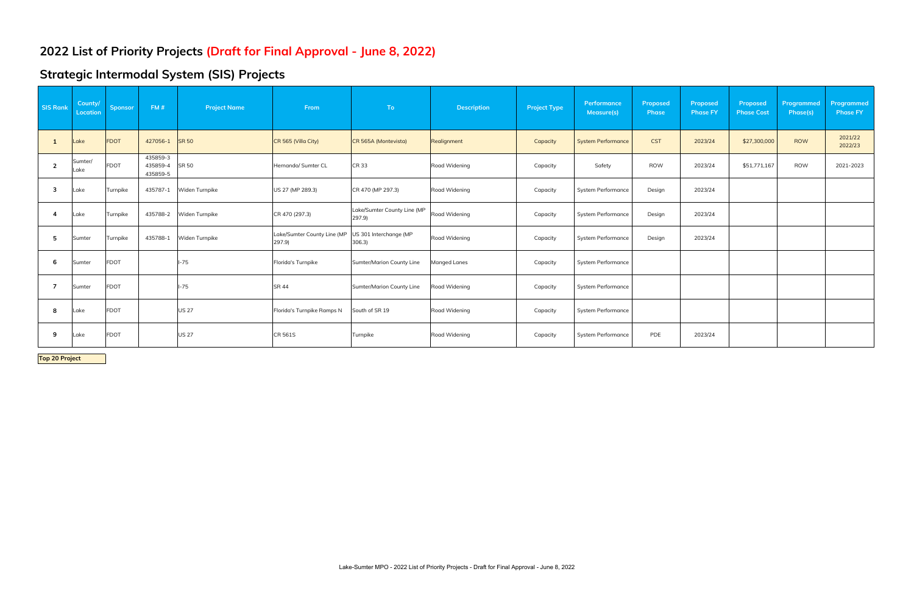# 2022 List of Priority Projects (Draft for Final Approval - June 8, 2022)

## Strategic Intermodal System (SIS) Projects

| SIS Rank | County/ Location | Sponsor | FM # | Project Name | From | To | Description | Project Type | Performance Measure(s) | Proposed Phase | Proposed Phase FY | Proposed Phase Cost | Programmed Phase(s) | Programmed Phase FY |
|---|---|---|---|---|---|---|---|---|---|---|---|---|---|---|
| 1 | Lake | FDOT | 427056-1 | SR 50 | CR 565 (Villa City) | CR 565A (Montevista) | Realignment | Capacity | System Performance | CST | 2023/24 | $27,300,000 | ROW | 2021/22 2022/23 |
| 2 | Sumter/ Lake | FDOT | 435859-3 435859-4 435859-5 | SR 50 | Hernando/ Sumter CL | CR 33 | Road Widening | Capacity | Safety | ROW | 2023/24 | $51,771,167 | ROW | 2021-2023 |
| 3 | Lake | Turnpike | 435787-1 | Widen Turnpike | US 27 (MP 289.3) | CR 470 (MP 297.3) | Road Widening | Capacity | System Performance | Design | 2023/24 | | | |
| 4 | Lake | Turnpike | 435788-2 | Widen Turnpike | CR 470 (297.3) | Lake/Sumter County Line (MP 297.9) | Road Widening | Capacity | System Performance | Design | 2023/24 | | | |
| 5 | Sumter | Turnpike | 435788-1 | Widen Turnpike | Lake/Sumter County Line (MP 297.9) | US 301 Interchange (MP 306.3) | Road Widening | Capacity | System Performance | Design | 2023/24 | | | |
| 6 | Sumter | FDOT | | I-75 | Florida's Turnpike | Sumter/Marion County Line | Manged Lanes | Capacity | System Performance | | | | | |
| 7 | Sumter | FDOT | | I-75 | SR 44 | Sumter/Marion County Line | Road Widening | Capacity | System Performance | | | | | |
| 8 | Lake | FDOT | | US 27 | Florida's Turnpike Ramps N | South of SR 19 | Road Widening | Capacity | System Performance | | | | | |
| 9 | Lake | FDOT | | US 27 | CR 561S | Turnpike | Road Widening | Capacity | System Performance | PDE | 2023/24 | | | |

**Top 20 Project**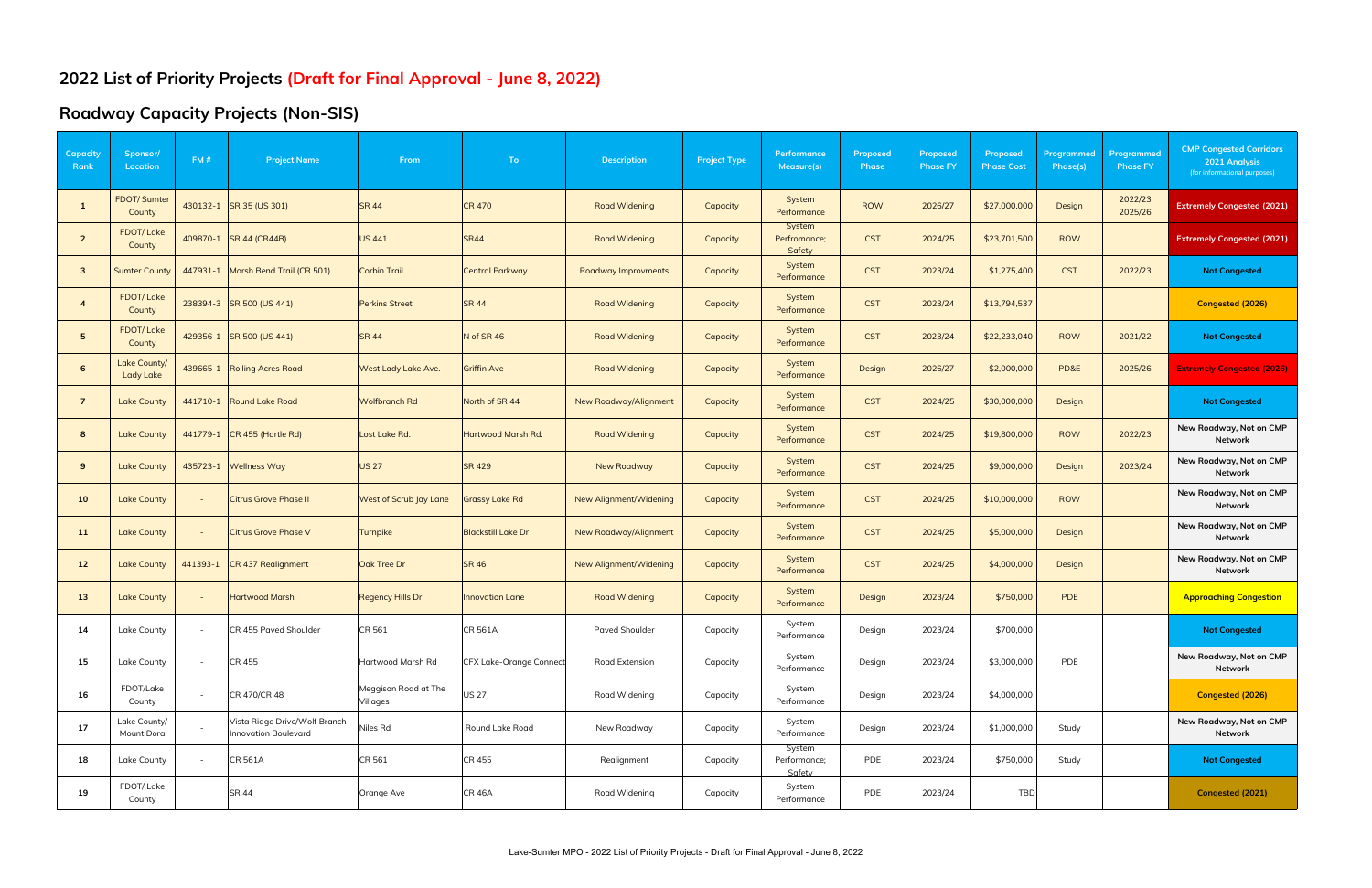# 2022 List of Priority Projects (Draft for Final Approval - June 8, 2022)

## Roadway Capacity Projects (Non-SIS)

| Capacity Rank | Sponsor/ Location | FM # | Project Name | From | To | Description | Project Type | Performance Measure(s) | Proposed Phase | Proposed Phase FY | Proposed Phase Cost | Programmed Phase(s) | Programmed Phase FY | CMP Congested Corridors 2021 Analysis (for informational purposes) |
|---|---|---|---|---|---|---|---|---|---|---|---|---|---|---|
| 1 | FDOT/ Sumter County | 430132-1 | SR 35 (US 301) | SR 44 | CR 470 | Road Widening | Capacity | System Performance | ROW | 2026/27 | $27,000,000 | Design | 2022/23 2025/26 | Extremely Congested (2021) |
| 2 | FDOT/ Lake County | 409870-1 | SR 44 (CR44B) | US 441 | SR44 | Road Widening | Capacity | System Perfromance; Safety | CST | 2024/25 | $23,701,500 | ROW | | Extremely Congested (2021) |
| 3 | Sumter County | 447931-1 | Marsh Bend Trail (CR 501) | Corbin Trail | Central Parkway | Roadway Improvments | Capacity | System Performance | CST | 2023/24 | $1,275,400 | CST | 2022/23 | Not Congested |
| 4 | FDOT/ Lake County | 238394-3 | SR 500 (US 441) | Perkins Street | SR 44 | Road Widening | Capacity | System Performance | CST | 2023/24 | $13,794,537 | | | Congested (2026) |
| 5 | FDOT/ Lake County | 429356-1 | SR 500 (US 441) | SR 44 | N of SR 46 | Road Widening | Capacity | System Performance | CST | 2023/24 | $22,233,040 | ROW | 2021/22 | Not Congested |
| 6 | Lake County/ Lady Lake | 439665-1 | Rolling Acres Road | West Lady Lake Ave. | Griffin Ave | Road Widening | Capacity | System Performance | Design | 2026/27 | $2,000,000 | PD&E | 2025/26 | Extremely Congested (2026) |
| 7 | Lake County | 441710-1 | Round Lake Road | Wolfbranch Rd | North of SR 44 | New Roadway/Alignment | Capacity | System Performance | CST | 2024/25 | $30,000,000 | Design | | Not Congested |
| 8 | Lake County | 441779-1 | CR 455 (Hartle Rd) | Lost Lake Rd. | Hartwood Marsh Rd. | Road Widening | Capacity | System Performance | CST | 2024/25 | $19,800,000 | ROW | 2022/23 | New Roadway, Not on CMP Network |
| 9 | Lake County | 435723-1 | Wellness Way | US 27 | SR 429 | New Roadway | Capacity | System Performance | CST | 2024/25 | $9,000,000 | Design | 2023/24 | New Roadway, Not on CMP Network |
| 10 | Lake County | - | Citrus Grove Phase II | West of Scrub Jay Lane | Grassy Lake Rd | New Alignment/Widening | Capacity | System Performance | CST | 2024/25 | $10,000,000 | ROW | | New Roadway, Not on CMP Network |
| 11 | Lake County | - | Citrus Grove Phase V | Turnpike | Blackstill Lake Dr | New Roadway/Alignment | Capacity | System Performance | CST | 2024/25 | $5,000,000 | Design | | New Roadway, Not on CMP Network |
| 12 | Lake County | 441393-1 | CR 437 Realignment | Oak Tree Dr | SR 46 | New Alignment/Widening | Capacity | System Performance | CST | 2024/25 | $4,000,000 | Design | | New Roadway, Not on CMP Network |
| 13 | Lake County | - | Hartwood Marsh | Regency Hills Dr | Innovation Lane | Road Widening | Capacity | System Performance | Design | 2023/24 | $750,000 | PDE | | Approaching Congestion |
| 14 | Lake County | - | CR 455 Paved Shoulder | CR 561 | CR 561A | Paved Shoulder | Capacity | System Performance | Design | 2023/24 | $700,000 | | | Not Congested |
| 15 | Lake County | - | CR 455 | Hartwood Marsh Rd | CFX Lake-Orange Connect | Road Extension | Capacity | System Performance | Design | 2023/24 | $3,000,000 | PDE | | New Roadway, Not on CMP Network |
| 16 | FDOT/Lake County | - | CR 470/CR 48 | Meggison Road at The Villages | US 27 | Road Widening | Capacity | System Performance | Design | 2023/24 | $4,000,000 | | | Congested (2026) |
| 17 | Lake County/ Mount Dora | - | Vista Ridge Drive/Wolf Branch Innovation Boulevard | Niles Rd | Round Lake Road | New Roadway | Capacity | System Performance | Design | 2023/24 | $1,000,000 | Study | | New Roadway, Not on CMP Network |
| 18 | Lake County | - | CR 561A | CR 561 | CR 455 | Realignment | Capacity | System Performance; Safety | PDE | 2023/24 | $750,000 | Study | | Not Congested |
| 19 | FDOT/ Lake County | | SR 44 | Orange Ave | CR 46A | Road Widening | Capacity | System Performance | PDE | 2023/24 | TBD | | | Congested (2021) |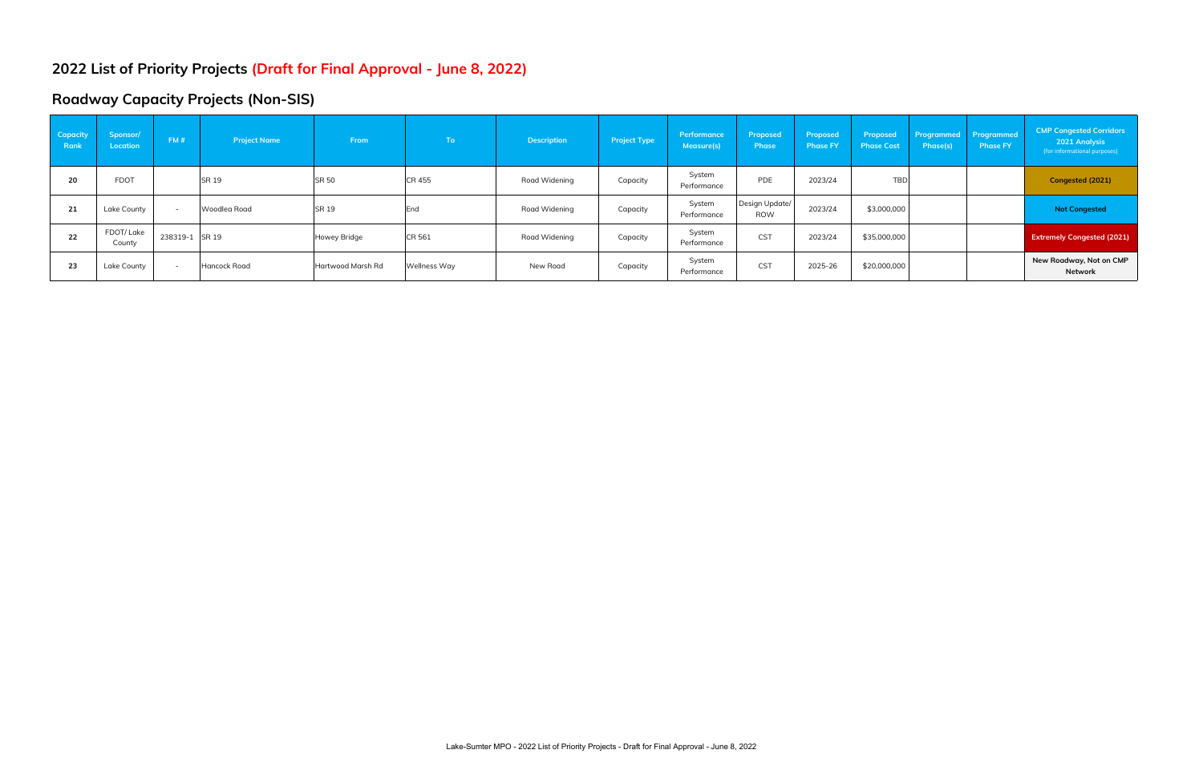## 2022 List of Priority Projects (Draft for Final Approval - June 8, 2022)

## Roadway Capacity Projects (Non-SIS)

| Capacity Rank | Sponsor/ Location | FM # | Project Name | From | To | Description | Project Type | Performance Measure(s) | Proposed Phase | Proposed Phase FY | Proposed Phase Cost | Programmed Phase(s) | Programmed Phase FY | CMP Congested Corridors 2021 Analysis (for informational purposes) |
|---|---|---|---|---|---|---|---|---|---|---|---|---|---|---|
| 20 | FDOT | | SR 19 | SR 50 | CR 455 | Road Widening | Capacity | System Performance | PDE | 2023/24 | TBD | | | Congested (2021) |
| 21 | Lake County | - | Woodlea Road | SR 19 | End | Road Widening | Capacity | System Performance | Design Update/ ROW | 2023/24 | $3,000,000 | | | Not Congested |
| 22 | FDOT/ Lake County | 238319-1 | SR 19 | Howey Bridge | CR 561 | Road Widening | Capacity | System Performance | CST | 2023/24 | $35,000,000 | | | Extremely Congested (2021) |
| 23 | Lake County | - | Hancock Road | Hartwood Marsh Rd | Wellness Way | New Road | Capacity | System Performance | CST | 2025-26 | $20,000,000 | | | New Roadway, Not on CMP Network |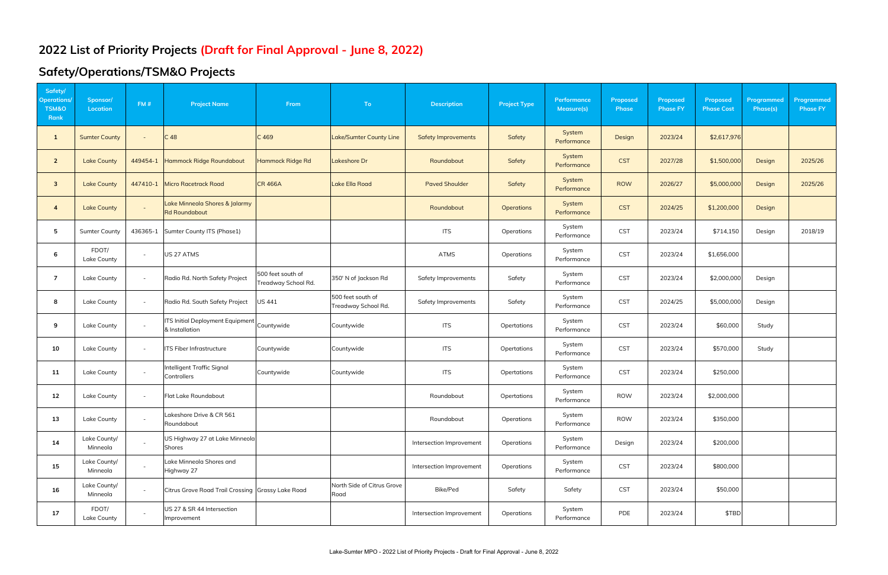# 2022 List of Priority Projects (Draft for Final Approval - June 8, 2022)

## Safety/Operations/TSM&O Projects

| Safety/ Operations/ TSM&O Rank | Sponsor/ Location | FM # | Project Name | From | To | Description | Project Type | Performance Measure(s) | Proposed Phase | Proposed Phase FY | Proposed Phase Cost | Programmed Phase(s) | Programmed Phase FY |
|---|---|---|---|---|---|---|---|---|---|---|---|---|---|
| 1 | Sumter County | - | C 48 | C 469 | Lake/Sumter County Line | Safety Improvements | Safety | System Performance | Design | 2023/24 | $2,617,976 | | |
| 2 | Lake County | 449454-1 | Hammock Ridge Roundabout | Hammock Ridge Rd | Lakeshore Dr | Roundabout | Safety | System Performance | CST | 2027/28 | $1,500,000 | Design | 2025/26 |
| 3 | Lake County | 447410-1 | Micro Racetrack Road | CR 466A | Lake Ella Road | Paved Shoulder | Safety | System Performance | ROW | 2026/27 | $5,000,000 | Design | 2025/26 |
| 4 | Lake County | - | Lake Minneola Shores & Jalarmy Rd Roundabout | | | Roundabout | Operations | System Performance | CST | 2024/25 | $1,200,000 | Design | |
| 5 | Sumter County | 436365-1 | Sumter County ITS (Phase1) | | | ITS | Operations | System Performance | CST | 2023/24 | $714,150 | Design | 2018/19 |
| 6 | FDOT/ Lake County | - | US 27 ATMS | | | ATMS | Operations | System Performance | CST | 2023/24 | $1,656,000 | | |
| 7 | Lake County | - | Radio Rd. North Safety Project | 500 feet south of Treadway School Rd. | 350' N of Jackson Rd | Safety Improvements | Safety | System Performance | CST | 2023/24 | $2,000,000 | Design | |
| 8 | Lake County | - | Radio Rd. South Safety Project | US 441 | 500 feet south of Treadway School Rd. | Safety Improvements | Safety | System Performance | CST | 2024/25 | $5,000,000 | Design | |
| 9 | Lake County | - | ITS Initial Deployment Equipment & Installation | Countywide | Countywide | ITS | Opertations | System Performance | CST | 2023/24 | $60,000 | Study | |
| 10 | Lake County | - | ITS Fiber Infrastructure | Countywide | Countywide | ITS | Opertations | System Performance | CST | 2023/24 | $570,000 | Study | |
| 11 | Lake County | - | Intelligent Traffic Signal Controllers | Countywide | Countywide | ITS | Opertations | System Performance | CST | 2023/24 | $250,000 | | |
| 12 | Lake County | - | Flat Lake Roundabout | | | Roundabout | Opertations | System Performance | ROW | 2023/24 | $2,000,000 | | |
| 13 | Lake County | - | Lakeshore Drive & CR 561 Roundabout | | | Roundabout | Operations | System Performance | ROW | 2023/24 | $350,000 | | |
| 14 | Lake County/ Minneola | - | US Highway 27 at Lake Minneola Shores | | | Intersection Improvement | Operations | System Performance | Design | 2023/24 | $200,000 | | |
| 15 | Lake County/ Minneola | - | Lake Minneola Shores and Highway 27 | | | Intersection Improvement | Operations | System Performance | CST | 2023/24 | $800,000 | | |
| 16 | Lake County/ Minneola | - | Citrus Grove Road Trail Crossing | Grassy Lake Road | North Side of Citrus Grove Road | Bike/Ped | Safety | Safety | CST | 2023/24 | $50,000 | | |
| 17 | FDOT/ Lake County | - | US 27 & SR 44 Intersection Improvement | | | Intersection Improvement | Operations | System Performance | PDE | 2023/24 | $TBD | | |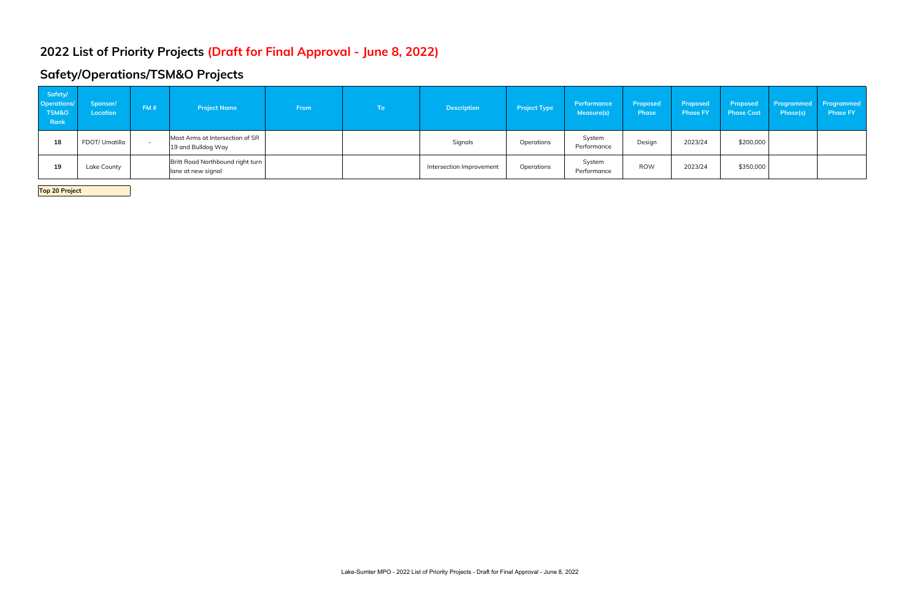# 2022 List of Priority Projects (Draft for Final Approval - June 8, 2022)

## Safety/Operations/TSM&O Projects

| Safety/ Operations/ TSM&O Rank | Sponsor/ Location | FM # | Project Name | From | To | Description | Project Type | Performance Measure(s) | Proposed Phase | Proposed Phase FY | Proposed Phase Cost | Programmed Phase(s) | Programmed Phase FY |
|---|---|---|---|---|---|---|---|---|---|---|---|---|---|
| **18** | FDOT/ Umatilla | - | Mast Arms at Intersection of SR 19 and Bulldog Way | | | Signals | Operations | System Performance | Design | 2023/24 | $200,000 | | |
| **19** | Lake County | | Britt Road Northbound right turn lane at new signal | | | Intersection Improvement | Operations | System Performance | ROW | 2023/24 | $350,000 | | |

**Top 20 Project**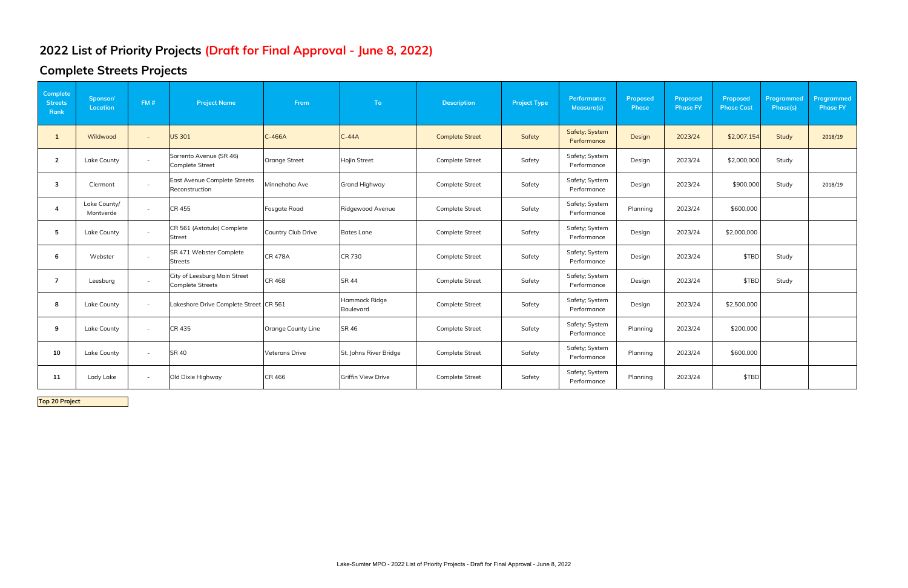# 2022 List of Priority Projects (Draft for Final Approval - June 8, 2022)

## Complete Streets Projects

| Complete Streets Rank | Sponsor/ Location | FM # | Project Name | From | To | Description | Project Type | Performance Measure(s) | Proposed Phase | Proposed Phase FY | Proposed Phase Cost | Programmed Phase(s) | Programmed Phase FY |
|---|---|---|---|---|---|---|---|---|---|---|---|---|---|
| 1 | Wildwood | - | US 301 | C-466A | C-44A | Complete Street | Safety | Safety; System Performance | Design | 2023/24 | $2,007,154 | Study | 2018/19 |
| 2 | Lake County | - | Sorrento Avenue (SR 46) Complete Street | Orange Street | Hojin Street | Complete Street | Safety | Safety; System Performance | Design | 2023/24 | $2,000,000 | Study | |
| 3 | Clermont | - | East Avenue Complete Streets Reconstruction | Minnehaha Ave | Grand Highway | Complete Street | Safety | Safety; System Performance | Design | 2023/24 | $900,000 | Study | 2018/19 |
| 4 | Lake County/ Montverde | - | CR 455 | Fosgate Road | Ridgewood Avenue | Complete Street | Safety | Safety; System Performance | Planning | 2023/24 | $600,000 | | |
| 5 | Lake County | - | CR 561 (Astatula) Complete Street | Country Club Drive | Bates Lane | Complete Street | Safety | Safety; System Performance | Design | 2023/24 | $2,000,000 | | |
| 6 | Webster | - | SR 471 Webster Complete Streets | CR 478A | CR 730 | Complete Street | Safety | Safety; System Performance | Design | 2023/24 | $TBD | Study | |
| 7 | Leesburg | - | City of Leesburg Main Street Complete Streets | CR 468 | SR 44 | Complete Street | Safety | Safety; System Performance | Design | 2023/24 | $TBD | Study | |
| 8 | Lake County | - | Lakeshore Drive Complete Street | CR 561 | Hammock Ridge Boulevard | Complete Street | Safety | Safety; System Performance | Design | 2023/24 | $2,500,000 | | |
| 9 | Lake County | - | CR 435 | Orange County Line | SR 46 | Complete Street | Safety | Safety; System Performance | Planning | 2023/24 | $200,000 | | |
| 10 | Lake County | - | SR 40 | Veterans Drive | St. Johns River Bridge | Complete Street | Safety | Safety; System Performance | Planning | 2023/24 | $600,000 | | |
| 11 | Lady Lake | - | Old Dixie Highway | CR 466 | Griffin View Drive | Complete Street | Safety | Safety; System Performance | Planning | 2023/24 | $TBD | | |

**Top 20 Project**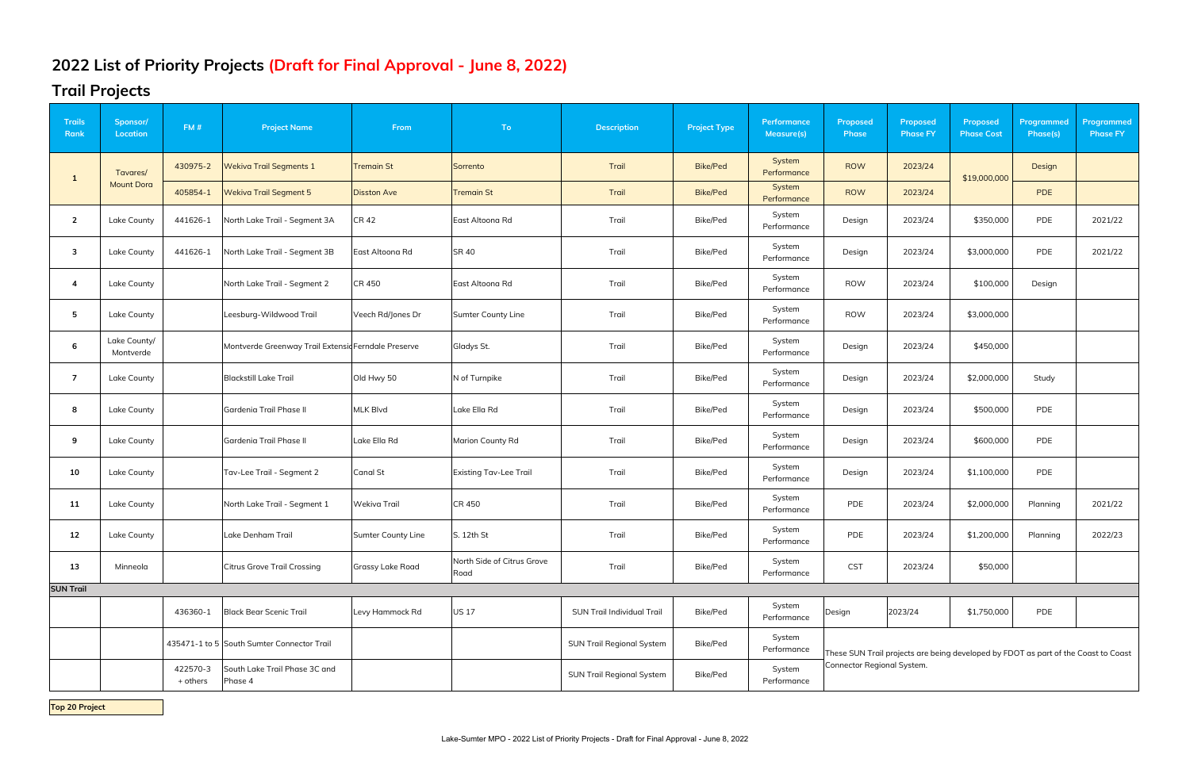# 2022 List of Priority Projects (Draft for Final Approval - June 8, 2022)

## Trail Projects

| Trails Rank | Sponsor/ Location | FM # | Project Name | From | To | Description | Project Type | Performance Measure(s) | Proposed Phase | Proposed Phase FY | Proposed Phase Cost | Programmed Phase(s) | Programmed Phase FY |
|---|---|---|---|---|---|---|---|---|---|---|---|---|---|
| 1 | Tavares/ Mount Dora | 430975-2 | Wekiva Trail Segments 1 | Tremain St | Sorrento | Trail | Bike/Ped | System Performance | ROW | 2023/24 | $19,000,000 | Design | |
| | | 405854-1 | Wekiva Trail Segment 5 | Disston Ave | Tremain St | Trail | Bike/Ped | System Performance | ROW | 2023/24 | | PDE | |
| 2 | Lake County | 441626-1 | North Lake Trail - Segment 3A | CR 42 | East Altoona Rd | Trail | Bike/Ped | System Performance | Design | 2023/24 | $350,000 | PDE | 2021/22 |
| 3 | Lake County | 441626-1 | North Lake Trail - Segment 3B | East Altoona Rd | SR 40 | Trail | Bike/Ped | System Performance | Design | 2023/24 | $3,000,000 | PDE | 2021/22 |
| 4 | Lake County | | North Lake Trail - Segment 2 | CR 450 | East Altoona Rd | Trail | Bike/Ped | System Performance | ROW | 2023/24 | $100,000 | Design | |
| 5 | Lake County | | Leesburg-Wildwood Trail | Veech Rd/Jones Dr | Sumter County Line | Trail | Bike/Ped | System Performance | ROW | 2023/24 | $3,000,000 | | |
| 6 | Lake County/ Montverde | | Montverde Greenway Trail Extensio | Ferndale Preserve | Gladys St. | Trail | Bike/Ped | System Performance | Design | 2023/24 | $450,000 | | |
| 7 | Lake County | | Blackstill Lake Trail | Old Hwy 50 | N of Turnpike | Trail | Bike/Ped | System Performance | Design | 2023/24 | $2,000,000 | Study | |
| 8 | Lake County | | Gardenia Trail Phase II | MLK Blvd | Lake Ella Rd | Trail | Bike/Ped | System Performance | Design | 2023/24 | $500,000 | PDE | |
| 9 | Lake County | | Gardenia Trail Phase II | Lake Ella Rd | Marion County Rd | Trail | Bike/Ped | System Performance | Design | 2023/24 | $600,000 | PDE | |
| 10 | Lake County | | Tav-Lee Trail - Segment 2 | Canal St | Existing Tav-Lee Trail | Trail | Bike/Ped | System Performance | Design | 2023/24 | $1,100,000 | PDE | |
| 11 | Lake County | | North Lake Trail - Segment 1 | Wekiva Trail | CR 450 | Trail | Bike/Ped | System Performance | PDE | 2023/24 | $2,000,000 | Planning | 2021/22 |
| 12 | Lake County | | Lake Denham Trail | Sumter County Line | S. 12th St | Trail | Bike/Ped | System Performance | PDE | 2023/24 | $1,200,000 | Planning | 2022/23 |
| 13 | Minneola | | Citrus Grove Trail Crossing | Grassy Lake Road | North Side of Citrus Grove Road | Trail | Bike/Ped | System Performance | CST | 2023/24 | $50,000 | | |
| **SUN Trail** | | | | | | | | | | | | | |
| | | 436360-1 | Black Bear Scenic Trail | Levy Hammock Rd | US 17 | SUN Trail Individual Trail | Bike/Ped | System Performance | Design | 2023/24 | $1,750,000 | PDE | |
| | | 435471-1 to 5 | South Sumter Connector Trail | | | SUN Trail Regional System | Bike/Ped | System Performance | These SUN Trail projects are being developed by FDOT as part of the Coast to Coast Connector Regional System. | | | | |
| | | 422570-3 + others | South Lake Trail Phase 3C and Phase 4 | | | SUN Trail Regional System | Bike/Ped | System Performance | | | | | |

**Top 20 Project**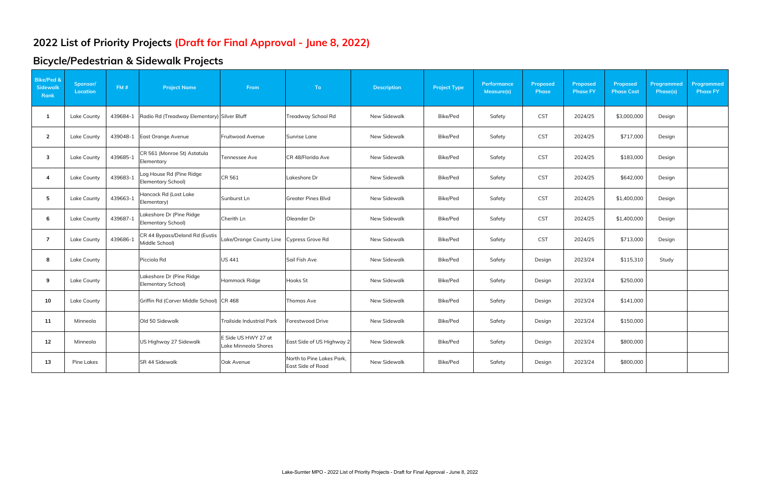# 2022 List of Priority Projects (Draft for Final Approval - June 8, 2022)

## Bicycle/Pedestrian & Sidewalk Projects

| Bike/Ped & Sidewalk Rank | Sponsor/ Location | FM # | Project Name | From | To | Description | Project Type | Performance Measure(s) | Proposed Phase | Proposed Phase FY | Proposed Phase Cost | Programmed Phase(s) | Programmed Phase FY |
|---|---|---|---|---|---|---|---|---|---|---|---|---|---|
| 1 | Lake County | 439684-1 | Radio Rd (Treadway Elementary) | Silver Bluff | Treadway School Rd | New Sidewalk | Bike/Ped | Safety | CST | 2024/25 | $3,000,000 | Design | |
| 2 | Lake County | 439048-1 | East Orange Avenue | Fruitwood Avenue | Sunrise Lane | New Sidewalk | Bike/Ped | Safety | CST | 2024/25 | $717,000 | Design | |
| 3 | Lake County | 439685-1 | CR 561 (Monroe St) Astatula Elementary | Tennessee Ave | CR 48/Florida Ave | New Sidewalk | Bike/Ped | Safety | CST | 2024/25 | $183,000 | Design | |
| 4 | Lake County | 439683-1 | Log House Rd (Pine Ridge Elementary School) | CR 561 | Lakeshore Dr | New Sidewalk | Bike/Ped | Safety | CST | 2024/25 | $642,000 | Design | |
| 5 | Lake County | 439663-1 | Hancock Rd (Lost Lake Elementary) | Sunburst Ln | Greater Pines Blvd | New Sidewalk | Bike/Ped | Safety | CST | 2024/25 | $1,400,000 | Design | |
| 6 | Lake County | 439687-1 | Lakeshore Dr (Pine Ridge Elementary School) | Cherith Ln | Oleander Dr | New Sidewalk | Bike/Ped | Safety | CST | 2024/25 | $1,400,000 | Design | |
| 7 | Lake County | 439686-1 | CR 44 Bypass/Deland Rd (Eustis Middle School) | Lake/Orange County Line | Cypress Grove Rd | New Sidewalk | Bike/Ped | Safety | CST | 2024/25 | $713,000 | Design | |
| 8 | Lake County | | Picciola Rd | US 441 | Sail Fish Ave | New Sidewalk | Bike/Ped | Safety | Design | 2023/24 | $115,310 | Study | |
| 9 | Lake County | | Lakeshore Dr (Pine Ridge Elementary School) | Hammock Ridge | Hooks St | New Sidewalk | Bike/Ped | Safety | Design | 2023/24 | $250,000 | | |
| 10 | Lake County | | Griffin Rd (Carver Middle School) | CR 468 | Thomas Ave | New Sidewalk | Bike/Ped | Safety | Design | 2023/24 | $141,000 | | |
| 11 | Minneola | | Old 50 Sidewalk | Trailside Industrial Park | Forestwood Drive | New Sidewalk | Bike/Ped | Safety | Design | 2023/24 | $150,000 | | |
| 12 | Minneola | | US Highway 27 Sidewalk | E Side US HWY 27 at Lake Minneola Shores | East Side of US Highway 2 | New Sidewalk | Bike/Ped | Safety | Design | 2023/24 | $800,000 | | |
| 13 | Pine Lakes | | SR 44 Sidewalk | Oak Avenue | North to Pine Lakes Park, East Side of Road | New Sidewalk | Bike/Ped | Safety | Design | 2023/24 | $800,000 | | |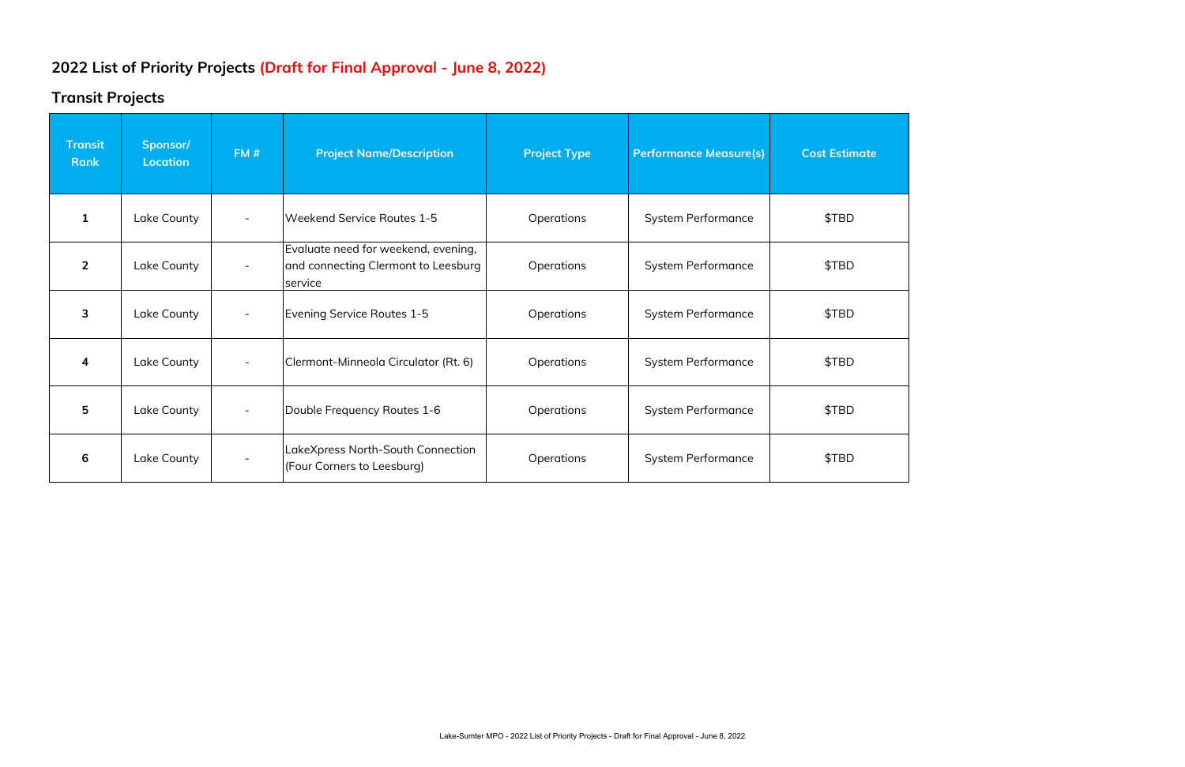# 2022 List of Priority Projects (Draft for Final Approval - June 8, 2022)

## Transit Projects

| Transit Rank | Sponsor/ Location | FM # | Project Name/Description | Project Type | Performance Measure(s) | Cost Estimate |
|---|---|---|---|---|---|---|
| 1 | Lake County | - | Weekend Service Routes 1-5 | Operations | System Performance | $TBD |
| 2 | Lake County | - | Evaluate need for weekend, evening, and connecting Clermont to Leesburg service | Operations | System Performance | $TBD |
| 3 | Lake County | - | Evening Service Routes 1-5 | Operations | System Performance | $TBD |
| 4 | Lake County | - | Clermont-Minneola Circulator (Rt. 6) | Operations | System Performance | $TBD |
| 5 | Lake County | - | Double Frequency Routes 1-6 | Operations | System Performance | $TBD |
| 6 | Lake County | - | LakeXpress North-South Connection (Four Corners to Leesburg) | Operations | System Performance | $TBD |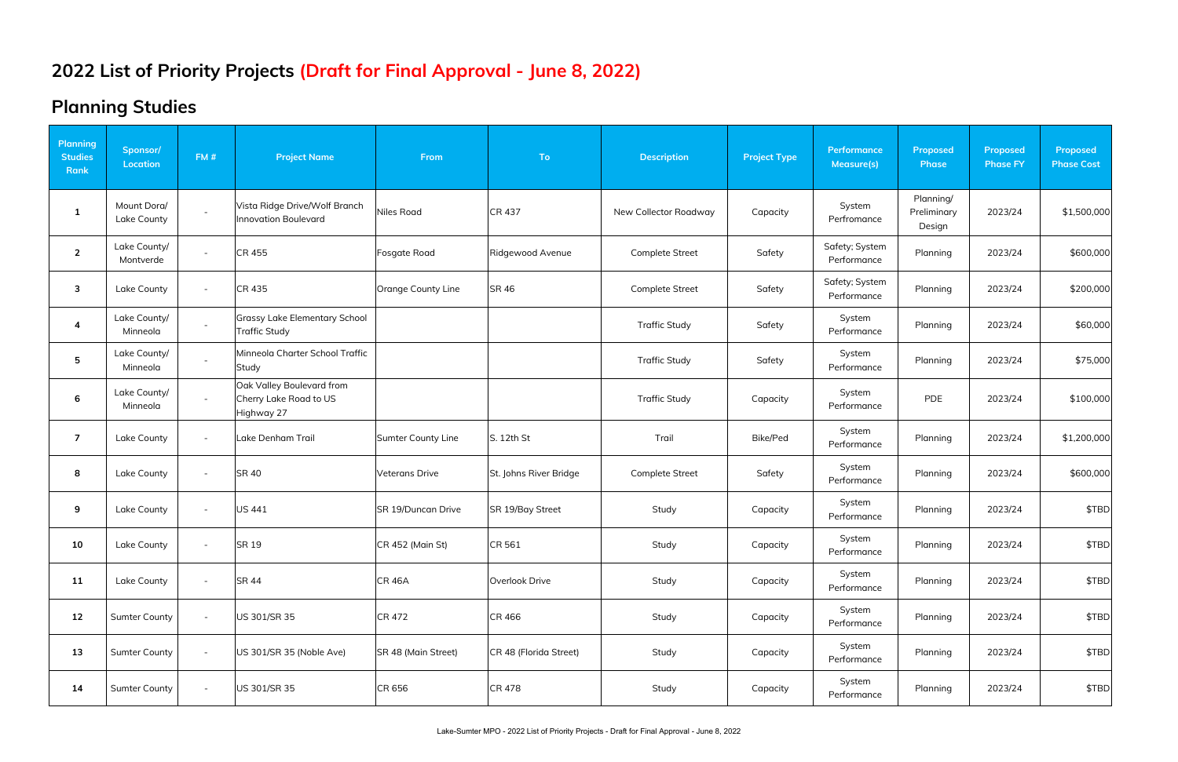# 2022 List of Priority Projects (Draft for Final Approval - June 8, 2022)

## Planning Studies

| Planning Studies Rank | Sponsor/ Location | FM # | Project Name | From | To | Description | Project Type | Performance Measure(s) | Proposed Phase | Proposed Phase FY | Proposed Phase Cost |
|---|---|---|---|---|---|---|---|---|---|---|---|
| 1 | Mount Dora/ Lake County | - | Vista Ridge Drive/Wolf Branch Innovation Boulevard | Niles Road | CR 437 | New Collector Roadway | Capacity | System Perfromance | Planning/ Preliminary Design | 2023/24 | $1,500,000 |
| 2 | Lake County/ Montverde | - | CR 455 | Fosgate Road | Ridgewood Avenue | Complete Street | Safety | Safety; System Performance | Planning | 2023/24 | $600,000 |
| 3 | Lake County | - | CR 435 | Orange County Line | SR 46 | Complete Street | Safety | Safety; System Performance | Planning | 2023/24 | $200,000 |
| 4 | Lake County/ Minneola | - | Grassy Lake Elementary School Traffic Study | | | Traffic Study | Safety | System Performance | Planning | 2023/24 | $60,000 |
| 5 | Lake County/ Minneola | - | Minneola Charter School Traffic Study | | | Traffic Study | Safety | System Performance | Planning | 2023/24 | $75,000 |
| 6 | Lake County/ Minneola | - | Oak Valley Boulevard from Cherry Lake Road to US Highway 27 | | | Traffic Study | Capacity | System Performance | PDE | 2023/24 | $100,000 |
| 7 | Lake County | - | Lake Denham Trail | Sumter County Line | S. 12th St | Trail | Bike/Ped | System Performance | Planning | 2023/24 | $1,200,000 |
| 8 | Lake County | - | SR 40 | Veterans Drive | St. Johns River Bridge | Complete Street | Safety | System Performance | Planning | 2023/24 | $600,000 |
| 9 | Lake County | - | US 441 | SR 19/Duncan Drive | SR 19/Bay Street | Study | Capacity | System Performance | Planning | 2023/24 | $TBD |
| 10 | Lake County | - | SR 19 | CR 452 (Main St) | CR 561 | Study | Capacity | System Performance | Planning | 2023/24 | $TBD |
| 11 | Lake County | - | SR 44 | CR 46A | Overlook Drive | Study | Capacity | System Performance | Planning | 2023/24 | $TBD |
| 12 | Sumter County | - | US 301/SR 35 | CR 472 | CR 466 | Study | Capacity | System Performance | Planning | 2023/24 | $TBD |
| 13 | Sumter County | - | US 301/SR 35 (Noble Ave) | SR 48 (Main Street) | CR 48 (Florida Street) | Study | Capacity | System Performance | Planning | 2023/24 | $TBD |
| 14 | Sumter County | - | US 301/SR 35 | CR 656 | CR 478 | Study | Capacity | System Performance | Planning | 2023/24 | $TBD |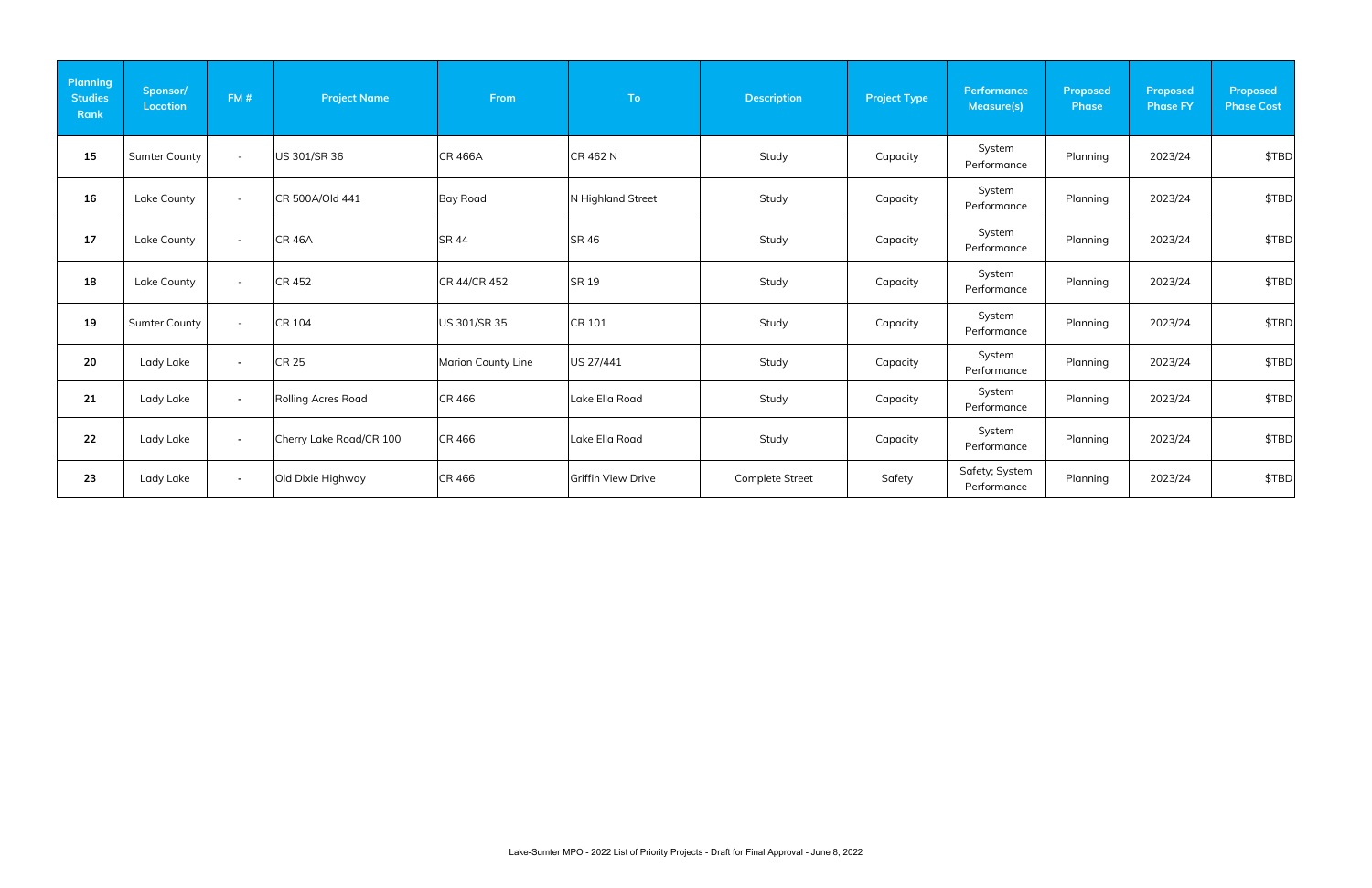| Planning Studies Rank | Sponsor/ Location | FM # | Project Name | From | To | Description | Project Type | Performance Measure(s) | Proposed Phase | Proposed Phase FY | Proposed Phase Cost |
|---|---|---|---|---|---|---|---|---|---|---|---|
| 15 | Sumter County | - | US 301/SR 36 | CR 466A | CR 462 N | Study | Capacity | System Performance | Planning | 2023/24 | $TBD |
| 16 | Lake County | - | CR 500A/Old 441 | Bay Road | N Highland Street | Study | Capacity | System Performance | Planning | 2023/24 | $TBD |
| 17 | Lake County | - | CR 46A | SR 44 | SR 46 | Study | Capacity | System Performance | Planning | 2023/24 | $TBD |
| 18 | Lake County | - | CR 452 | CR 44/CR 452 | SR 19 | Study | Capacity | System Performance | Planning | 2023/24 | $TBD |
| 19 | Sumter County | - | CR 104 | US 301/SR 35 | CR 101 | Study | Capacity | System Performance | Planning | 2023/24 | $TBD |
| 20 | Lady Lake | - | CR 25 | Marion County Line | US 27/441 | Study | Capacity | System Performance | Planning | 2023/24 | $TBD |
| 21 | Lady Lake | - | Rolling Acres Road | CR 466 | Lake Ella Road | Study | Capacity | System Performance | Planning | 2023/24 | $TBD |
| 22 | Lady Lake | - | Cherry Lake Road/CR 100 | CR 466 | Lake Ella Road | Study | Capacity | System Performance | Planning | 2023/24 | $TBD |
| 23 | Lady Lake | - | Old Dixie Highway | CR 466 | Griffin View Drive | Complete Street | Safety | Safety; System Performance | Planning | 2023/24 | $TBD |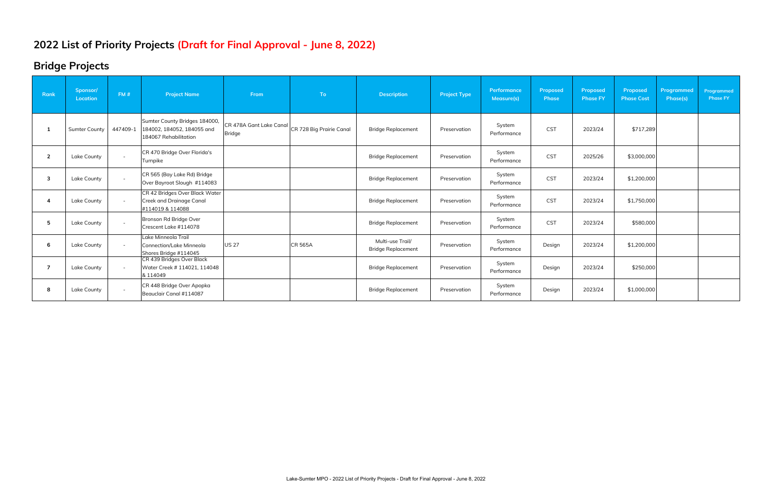# 2022 List of Priority Projects (Draft for Final Approval - June 8, 2022)

## Bridge Projects

| Rank | Sponsor/ Location | FM # | Project Name | From | To | Description | Project Type | Performance Measure(s) | Proposed Phase | Proposed Phase FY | Proposed Phase Cost | Programmed Phase(s) | Programmed Phase FY |
|---|---|---|---|---|---|---|---|---|---|---|---|---|---|
| 1 | Sumter County | 447409-1 | Sumter County Bridges 184000, 184002, 184052, 184055 and 184067 Rehabilitation | CR 478A Gant Lake Canal Bridge | CR 728 Big Prairie Canal | Bridge Replacement | Preservation | System Performance | CST | 2023/24 | $717,289 | | |
| 2 | Lake County | - | CR 470 Bridge Over Florida's Turnpike | | | Bridge Replacement | Preservation | System Performance | CST | 2025/26 | $3,000,000 | | |
| 3 | Lake County | - | CR 565 (Bay Lake Rd) Bridge Over Bayroot Slough #114083 | | | Bridge Replacement | Preservation | System Performance | CST | 2023/24 | $1,200,000 | | |
| 4 | Lake County | - | CR 42 Bridges Over Black Water Creek and Drainage Canal #114019 & 114088 | | | Bridge Replacement | Preservation | System Performance | CST | 2023/24 | $1,750,000 | | |
| 5 | Lake County | - | Bronson Rd Bridge Over Crescent Lake #114078 | | | Bridge Replacement | Preservation | System Performance | CST | 2023/24 | $580,000 | | |
| 6 | Lake County | - | Lake Minneola Trail Connection/Lake Minneola Shores Bridge #114045 | US 27 | CR 565A | Multi-use Trail/ Bridge Replacement | Preservation | System Performance | Design | 2023/24 | $1,200,000 | | |
| 7 | Lake County | - | CR 439 Bridges Over Black Water Creek # 114021, 114048 & 114049 | | | Bridge Replacement | Preservation | System Performance | Design | 2023/24 | $250,000 | | |
| 8 | Lake County | - | CR 448 Bridge Over Apopka Beauclair Canal #114087 | | | Bridge Replacement | Preservation | System Performance | Design | 2023/24 | $1,000,000 | | |